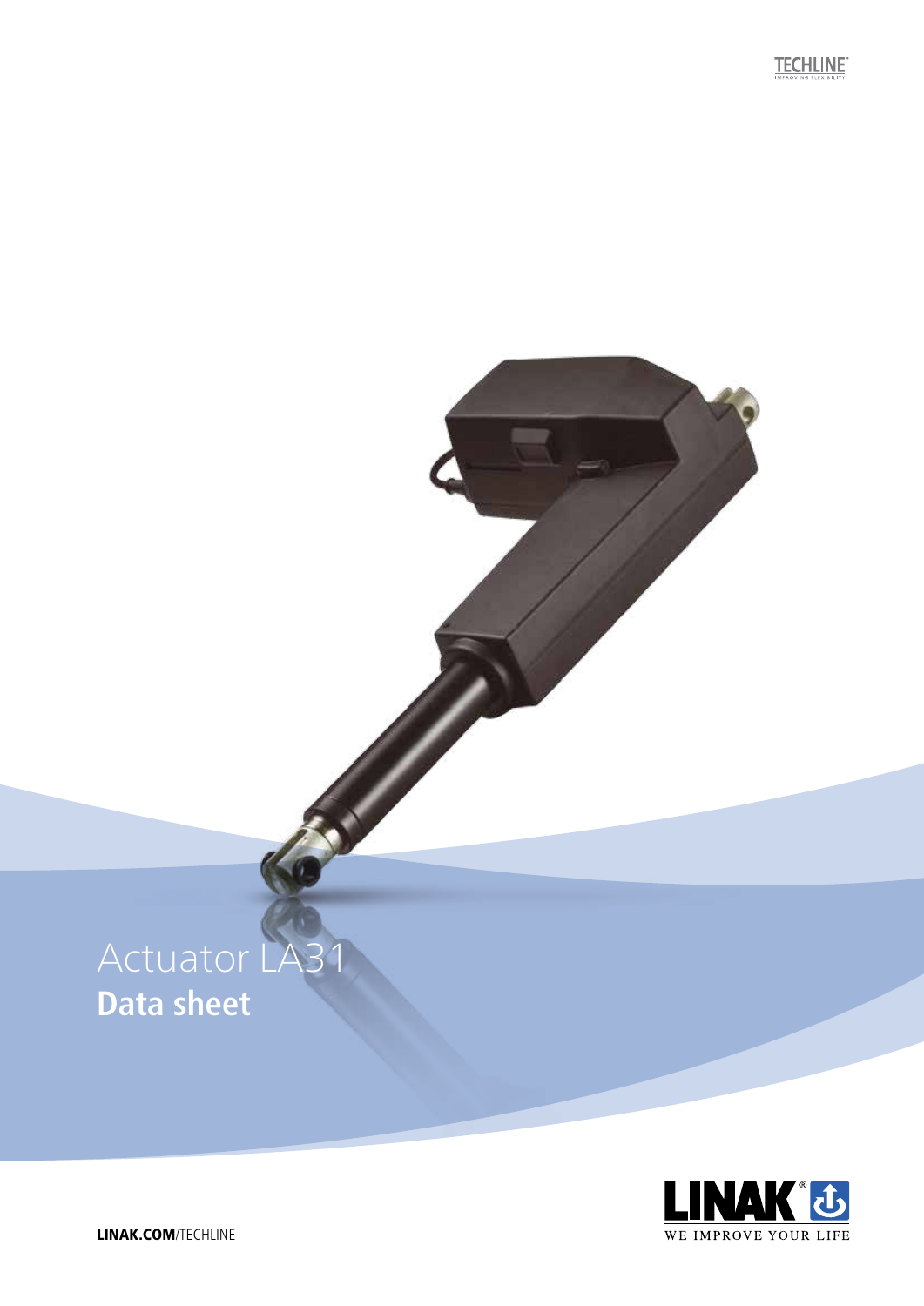TECHLINE
IMPROVING FLEXIBILITY

# Actuator LA31
## Data sheet

LINAK
WE IMPROVE YOUR LIFE

LINAK.COM/TECHLINE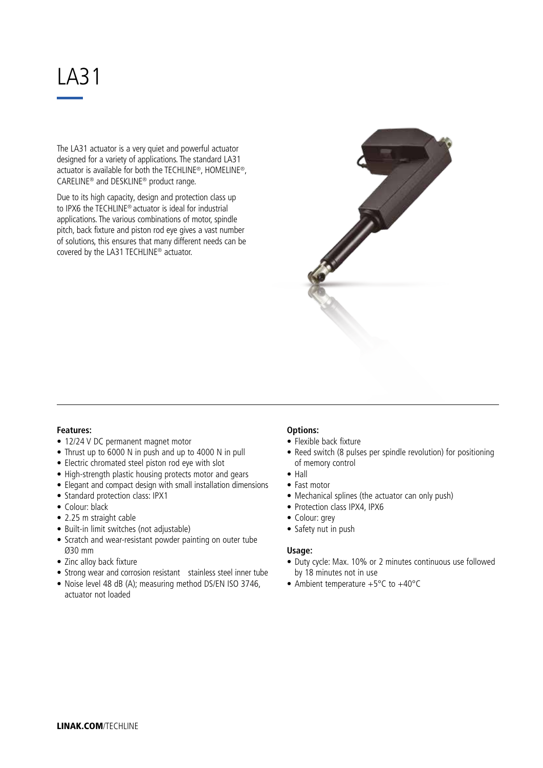# LA31

The LA31 actuator is a very quiet and powerful actuator designed for a variety of applications. The standard LA31 actuator is available for both the TECHLINE®, HOMELINE®, CARELINE® and DESKLINE® product range.

Due to its high capacity, design and protection class up to IPX6 the TECHLINE® actuator is ideal for industrial applications. The various combinations of motor, spindle pitch, back fixture and piston rod eye gives a vast number of solutions, this ensures that many different needs can be covered by the LA31 TECHLINE® actuator.

**Features:**

- 12/24 V DC permanent magnet motor
- Thrust up to 6000 N in push and up to 4000 N in pull
- Electric chromated steel piston rod eye with slot
- High-strength plastic housing protects motor and gears
- Elegant and compact design with small installation dimensions
- Standard protection class: IPX1
- Colour: black
- 2.25 m straight cable
- Built-in limit switches (not adjustable)
- Scratch and wear-resistant powder painting on outer tube Ø30 mm
- Zinc alloy back fixture
- Strong wear and corrosion resistant stainless steel inner tube
- Noise level 48 dB (A); measuring method DS/EN ISO 3746, actuator not loaded

**Options:**

- Flexible back fixture
- Reed switch (8 pulses per spindle revolution) for positioning of memory control
- Hall
- Fast motor
- Mechanical splines (the actuator can only push)
- Protection class IPX4, IPX6
- Colour: grey
- Safety nut in push

**Usage:**

- Duty cycle: Max. 10% or 2 minutes continuous use followed by 18 minutes not in use
- Ambient temperature +5°C to +40°C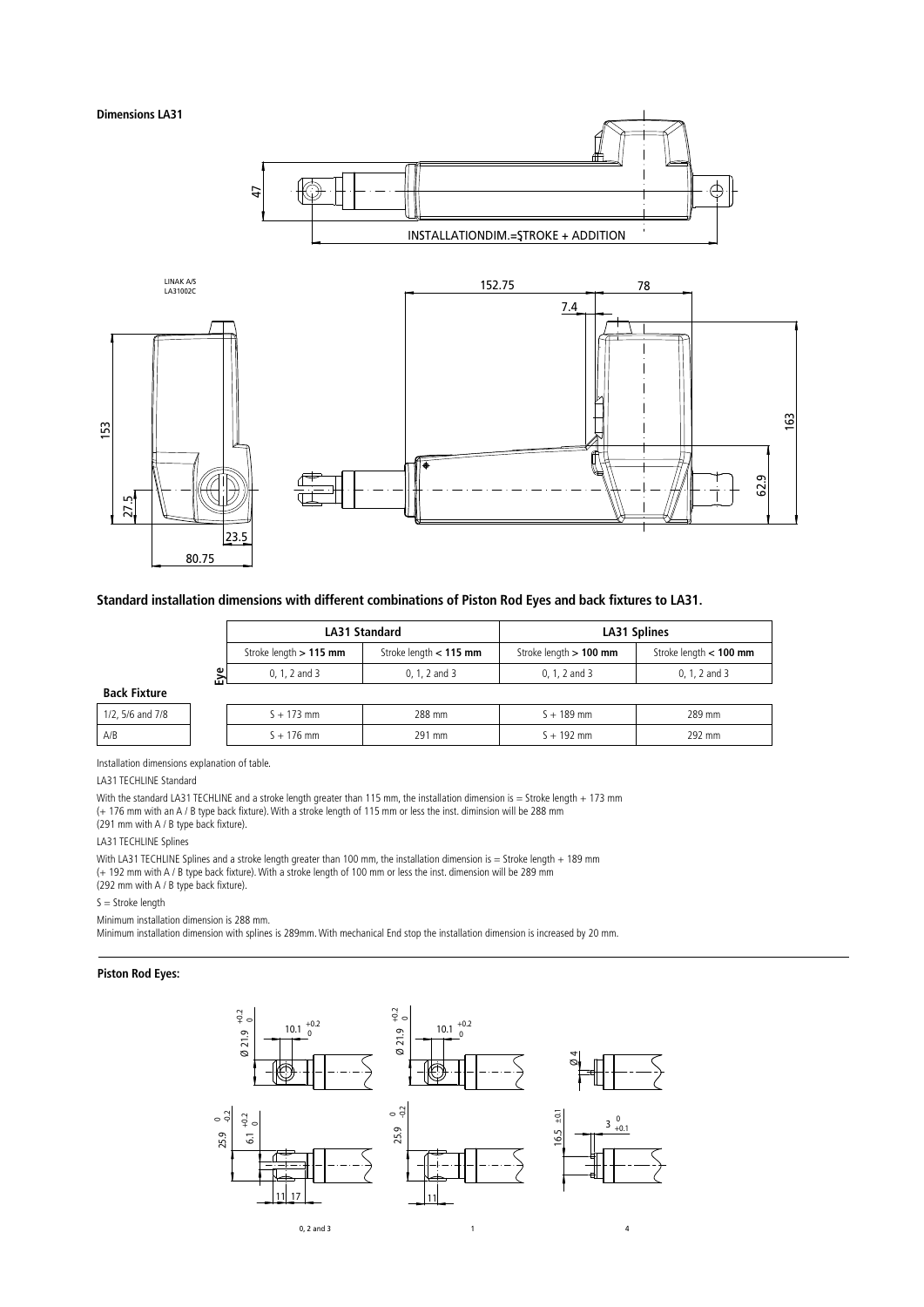**Dimensions LA31**

**Standard installation dimensions with different combinations of Piston Rod Eyes and back fixtures to LA31.**

| | LA31 Standard | | LA31 Splines | |
|---|---|---|---|---|
| | Stroke length > **115 mm** | Stroke length < **115 mm** | Stroke length > **100 mm** | Stroke length < **100 mm** |
| **Eye** | 0, 1, 2 and 3 | 0, 1, 2 and 3 | 0, 1, 2 and 3 | 0, 1, 2 and 3 |
| **Back Fixture** | | | | |
| 1/2, 5/6 and 7/8 | S + 173 mm | 288 mm | S + 189 mm | 289 mm |
| A/B | S + 176 mm | 291 mm | S + 192 mm | 292 mm |

Installation dimensions explanation of table.

LA31 TECHLINE Standard

With the standard LA31 TECHLINE and a stroke length greater than 115 mm, the installation dimension is = Stroke length + 173 mm (+ 176 mm with an A / B type back fixture). With a stroke length of 115 mm or less the inst. diminsion will be 288 mm (291 mm with A / B type back fixture).

LA31 TECHLINE Splines

With LA31 TECHLINE Splines and a stroke length greater than 100 mm, the installation dimension is = Stroke length + 189 mm (+ 192 mm with A / B type back fixture). With a stroke length of 100 mm or less the inst. dimension will be 289 mm (292 mm with A / B type back fixture).

S = Stroke length

Minimum installation dimension is 288 mm.
Minimum installation dimension with splines is 289mm. With mechanical End stop the installation dimension is increased by 20 mm.

**Piston Rod Eyes:**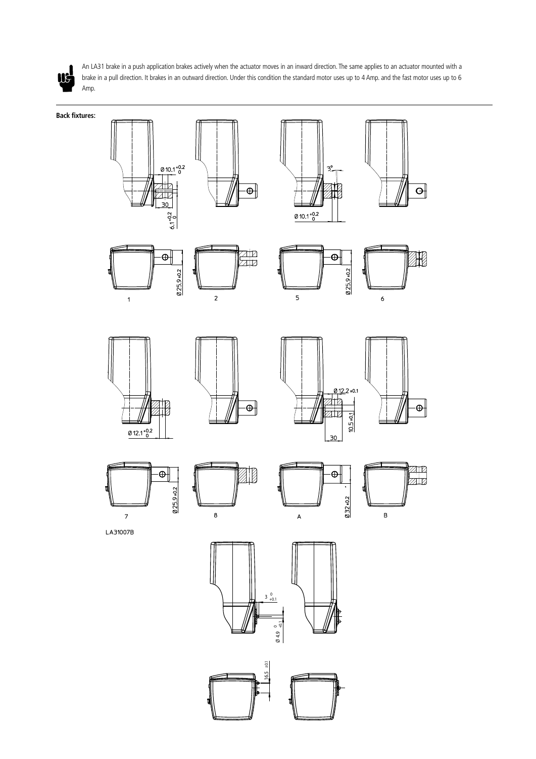An LA31 brake in a push application brakes actively when the actuator moves in an inward direction. The same applies to an actuator mounted with a brake in a pull direction. It brakes in an outward direction. Under this condition the standard motor uses up to 4 Amp. and the fast motor uses up to 6 Amp.

**Back fixtures:**

LA31007B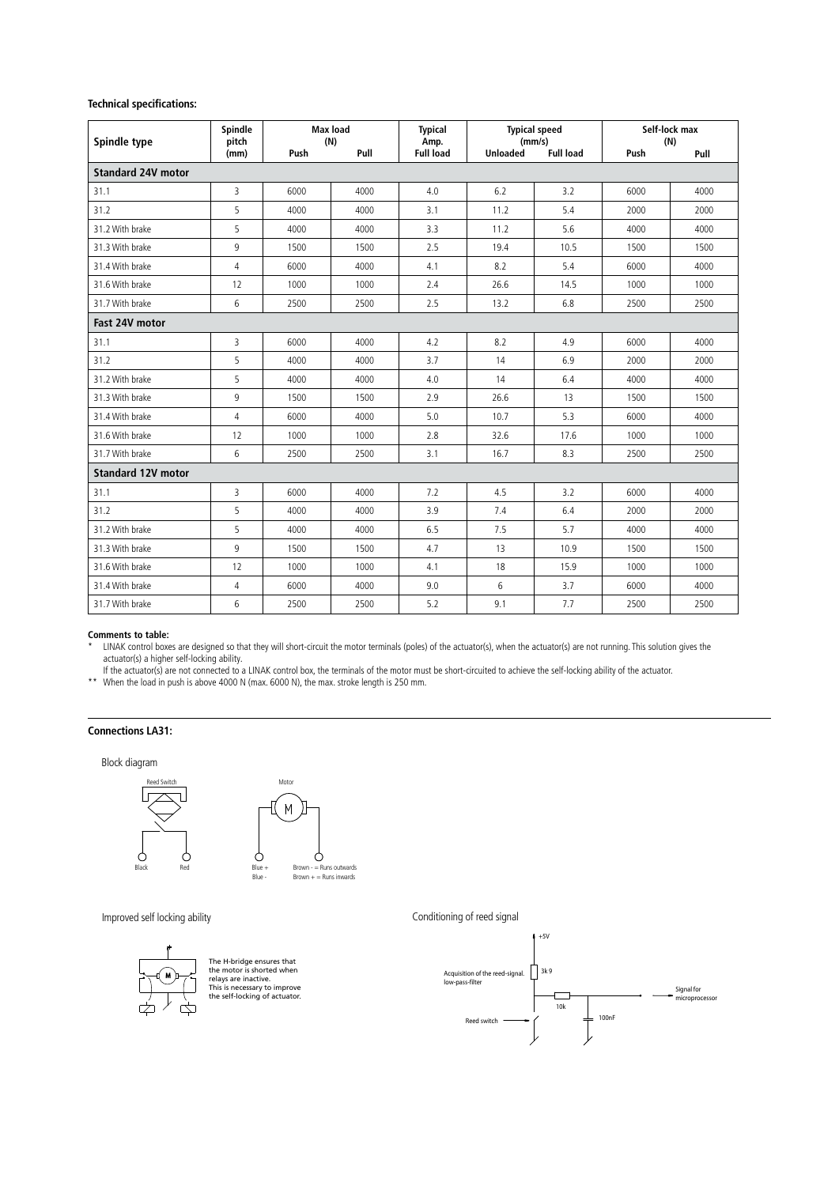**Technical specifications:**

| Spindle type | Spindle pitch (mm) | Max load (N) Push | Max load (N) Pull | Typical Amp. Full load | Typical speed (mm/s) Unloaded | Typical speed (mm/s) Full load | Self-lock max (N) Push | Self-lock max (N) Pull |
|---|---|---|---|---|---|---|---|---|
| **Standard 24V motor** | | | | | | | | |
| 31.1 | 3 | 6000 | 4000 | 4.0 | 6.2 | 3.2 | 6000 | 4000 |
| 31.2 | 5 | 4000 | 4000 | 3.1 | 11.2 | 5.4 | 2000 | 2000 |
| 31.2 With brake | 5 | 4000 | 4000 | 3.3 | 11.2 | 5.6 | 4000 | 4000 |
| 31.3 With brake | 9 | 1500 | 1500 | 2.5 | 19.4 | 10.5 | 1500 | 1500 |
| 31.4 With brake | 4 | 6000 | 4000 | 4.1 | 8.2 | 5.4 | 6000 | 4000 |
| 31.6 With brake | 12 | 1000 | 1000 | 2.4 | 26.6 | 14.5 | 1000 | 1000 |
| 31.7 With brake | 6 | 2500 | 2500 | 2.5 | 13.2 | 6.8 | 2500 | 2500 |
| **Fast 24V motor** | | | | | | | | |
| 31.1 | 3 | 6000 | 4000 | 4.2 | 8.2 | 4.9 | 6000 | 4000 |
| 31.2 | 5 | 4000 | 4000 | 3.7 | 14 | 6.9 | 2000 | 2000 |
| 31.2 With brake | 5 | 4000 | 4000 | 4.0 | 14 | 6.4 | 4000 | 4000 |
| 31.3 With brake | 9 | 1500 | 1500 | 2.9 | 26.6 | 13 | 1500 | 1500 |
| 31.4 With brake | 4 | 6000 | 4000 | 5.0 | 10.7 | 5.3 | 6000 | 4000 |
| 31.6 With brake | 12 | 1000 | 1000 | 2.8 | 32.6 | 17.6 | 1000 | 1000 |
| 31.7 With brake | 6 | 2500 | 2500 | 3.1 | 16.7 | 8.3 | 2500 | 2500 |
| **Standard 12V motor** | | | | | | | | |
| 31.1 | 3 | 6000 | 4000 | 7.2 | 4.5 | 3.2 | 6000 | 4000 |
| 31.2 | 5 | 4000 | 4000 | 3.9 | 7.4 | 6.4 | 2000 | 2000 |
| 31.2 With brake | 5 | 4000 | 4000 | 6.5 | 7.5 | 5.7 | 4000 | 4000 |
| 31.3 With brake | 9 | 1500 | 1500 | 4.7 | 13 | 10.9 | 1500 | 1500 |
| 31.6 With brake | 12 | 1000 | 1000 | 4.1 | 18 | 15.9 | 1000 | 1000 |
| 31.4 With brake | 4 | 6000 | 4000 | 9.0 | 6 | 3.7 | 6000 | 4000 |
| 31.7 With brake | 6 | 2500 | 2500 | 5.2 | 9.1 | 7.7 | 2500 | 2500 |

**Comments to table:**

\* LINAK control boxes are designed so that they will short-circuit the motor terminals (poles) of the actuator(s), when the actuator(s) are not running. This solution gives the actuator(s) a higher self-locking ability.
If the actuator(s) are not connected to a LINAK control box, the terminals of the motor must be short-circuited to achieve the self-locking ability of the actuator.

\*\* When the load in push is above 4000 N (max. 6000 N), the max. stroke length is 250 mm.

**Connections LA31:**

Block diagram

Reed Switch: Black, Red

Motor: Blue + / Brown - = Runs outwards; Blue - / Brown + = Runs inwards

Improved self locking ability

The H-bridge ensures that the motor is shorted when relays are inactive. This is necessary to improve the self-locking of actuator.

Conditioning of reed signal

Acquisition of the reed-signal. low-pass-filter. +5V, 3k9, 10k, 100nF, Reed switch, Signal for microprocessor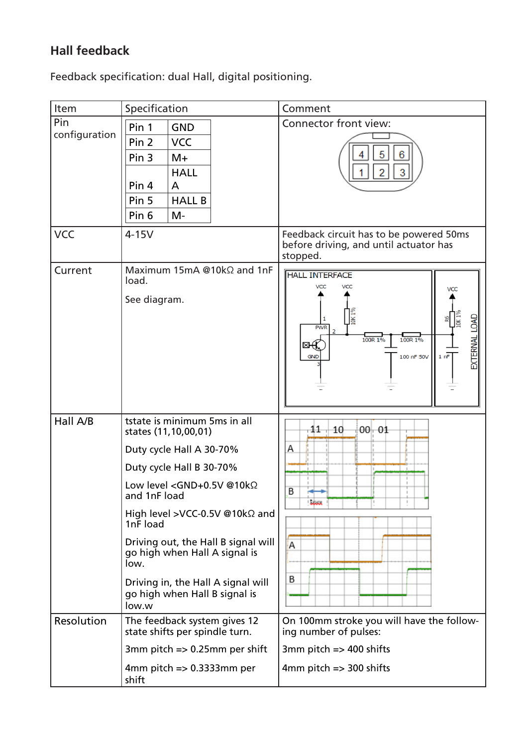## Hall feedback

Feedback specification: dual Hall, digital positioning.

| Item | Specification | Comment |
|---|---|---|
| Pin configuration | Pin 1: GND<br>Pin 2: VCC<br>Pin 3: M+<br>Pin 4: HALL A<br>Pin 5: HALL B<br>Pin 6: M- | Connector front view: |
| VCC | 4-15V | Feedback circuit has to be powered 50ms before driving, and until actuator has stopped. |
| Current | Maximum 15mA @10kΩ and 1nF load.<br><br>See diagram. | |
| Hall A/B | tstate is minimum 5ms in all states (11,10,00,01)<br><br>Duty cycle Hall A 30-70%<br><br>Duty cycle Hall B 30-70%<br><br>Low level <GND+0.5V @10kΩ and 1nF load<br><br>High level >VCC-0.5V @10kΩ and 1nF load<br><br>Driving out, the Hall B signal will go high when Hall A signal is low.<br><br>Driving in, the Hall A signal will go high when Hall B signal is low.w | |
| Resolution | The feedback system gives 12 state shifts per spindle turn.<br><br>3mm pitch => 0.25mm per shift<br><br>4mm pitch => 0.3333mm per shift | On 100mm stroke you will have the following number of pulses:<br><br>3mm pitch => 400 shifts<br><br>4mm pitch => 300 shifts |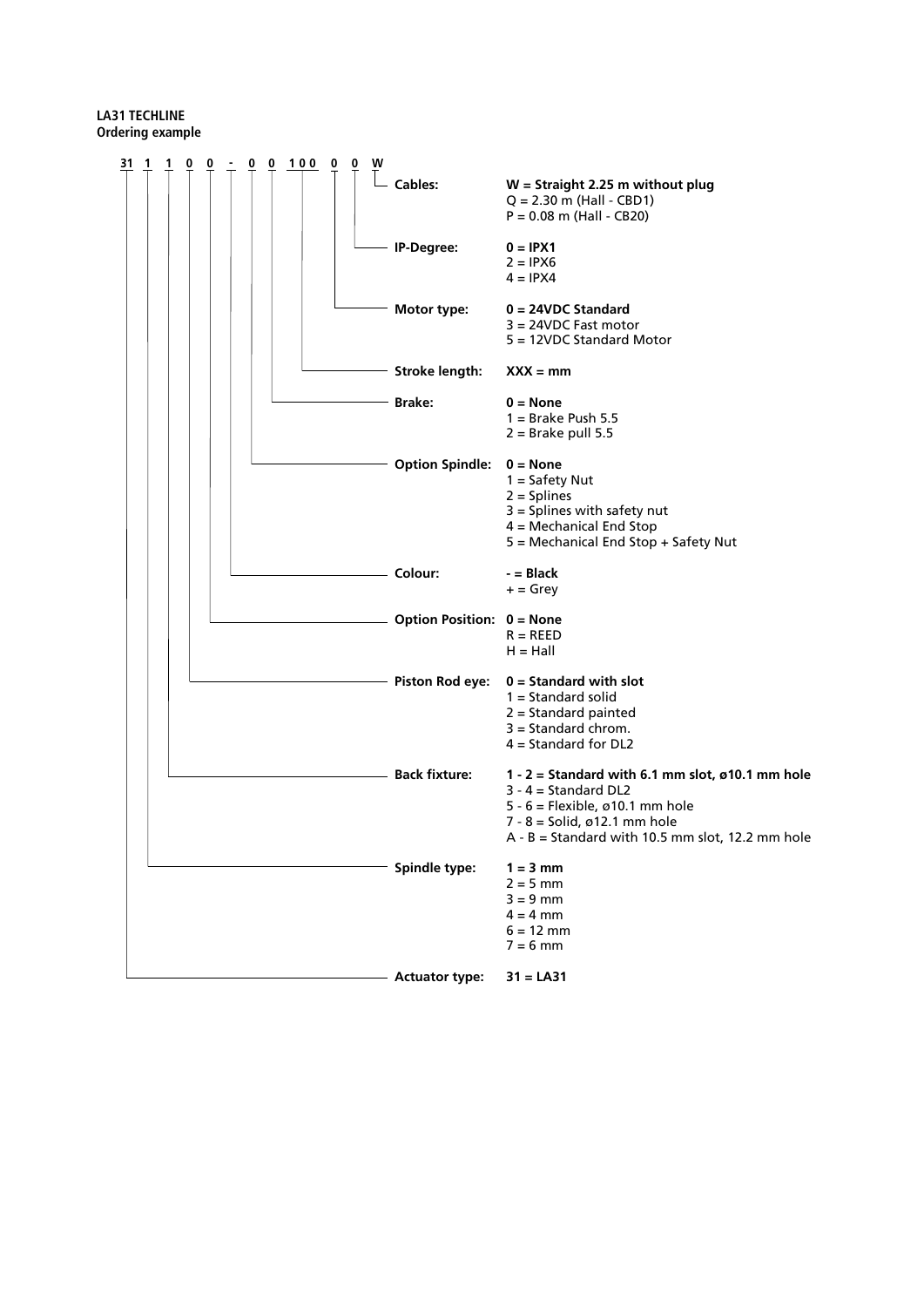**LA31 TECHLINE**
**Ordering example**

**31 1 1 0 0 - 0 0 100 0 0 W**

| Field | Options |
|---|---|
| **Cables:** | **W = Straight 2.25 m without plug**<br>Q = 2.30 m (Hall - CBD1)<br>P = 0.08 m (Hall - CB20) |
| **IP-Degree:** | **0 = IPX1**<br>2 = IPX6<br>4 = IPX4 |
| **Motor type:** | **0 = 24VDC Standard**<br>3 = 24VDC Fast motor<br>5 = 12VDC Standard Motor |
| **Stroke length:** | **XXX = mm** |
| **Brake:** | **0 = None**<br>1 = Brake Push 5.5<br>2 = Brake pull 5.5 |
| **Option Spindle:** | **0 = None**<br>1 = Safety Nut<br>2 = Splines<br>3 = Splines with safety nut<br>4 = Mechanical End Stop<br>5 = Mechanical End Stop + Safety Nut |
| **Colour:** | **- = Black**<br>+ = Grey |
| **Option Position:** | **0 = None**<br>R = REED<br>H = Hall |
| **Piston Rod eye:** | **0 = Standard with slot**<br>1 = Standard solid<br>2 = Standard painted<br>3 = Standard chrom.<br>4 = Standard for DL2 |
| **Back fixture:** | **1 - 2 = Standard with 6.1 mm slot, ø10.1 mm hole**<br>3 - 4 = Standard DL2<br>5 - 6 = Flexible, ø10.1 mm hole<br>7 - 8 = Solid, ø12.1 mm hole<br>A - B = Standard with 10.5 mm slot, 12.2 mm hole |
| **Spindle type:** | **1 = 3 mm**<br>2 = 5 mm<br>3 = 9 mm<br>4 = 4 mm<br>6 = 12 mm<br>7 = 6 mm |
| **Actuator type:** | **31 = LA31** |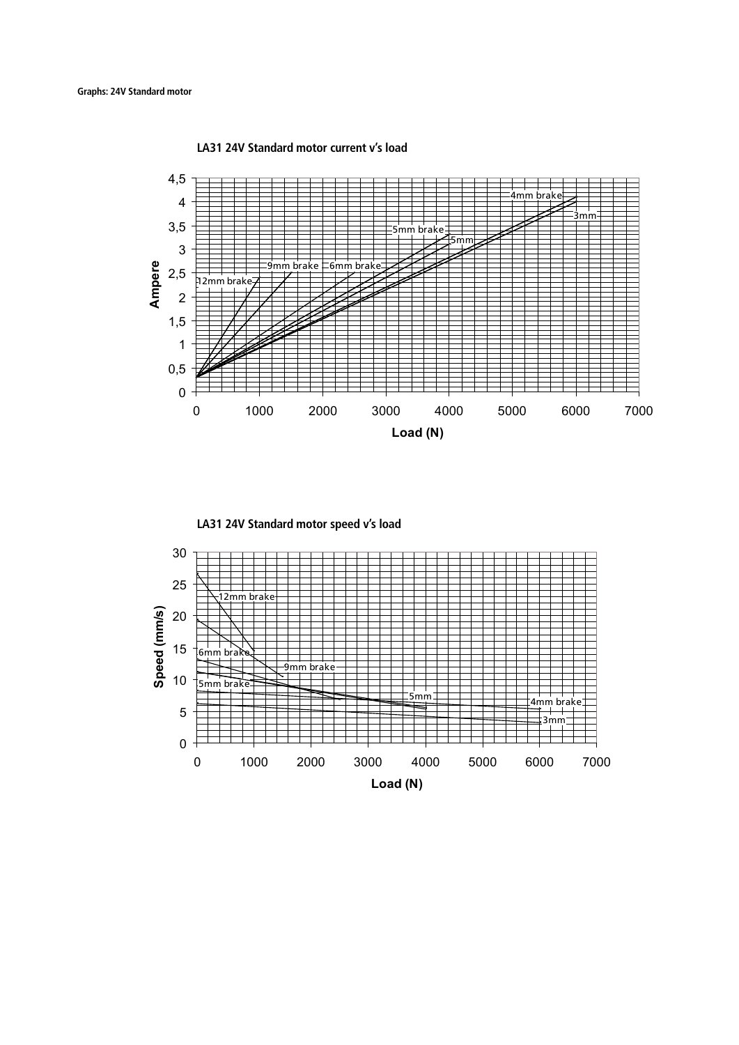**Graphs: 24V Standard motor**

**LA31 24V Standard motor current v's load**

**LA31 24V Standard motor speed v's load**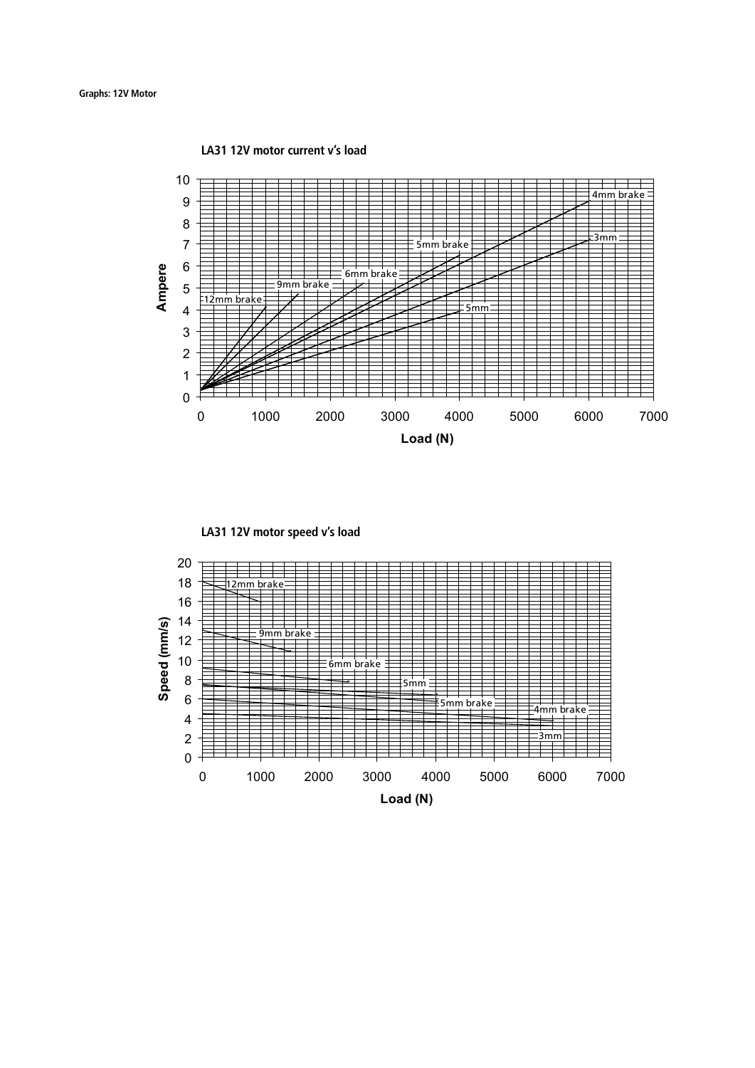**Graphs: 12V Motor**

**LA31 12V motor current v's load**

**LA31 12V motor speed v's load**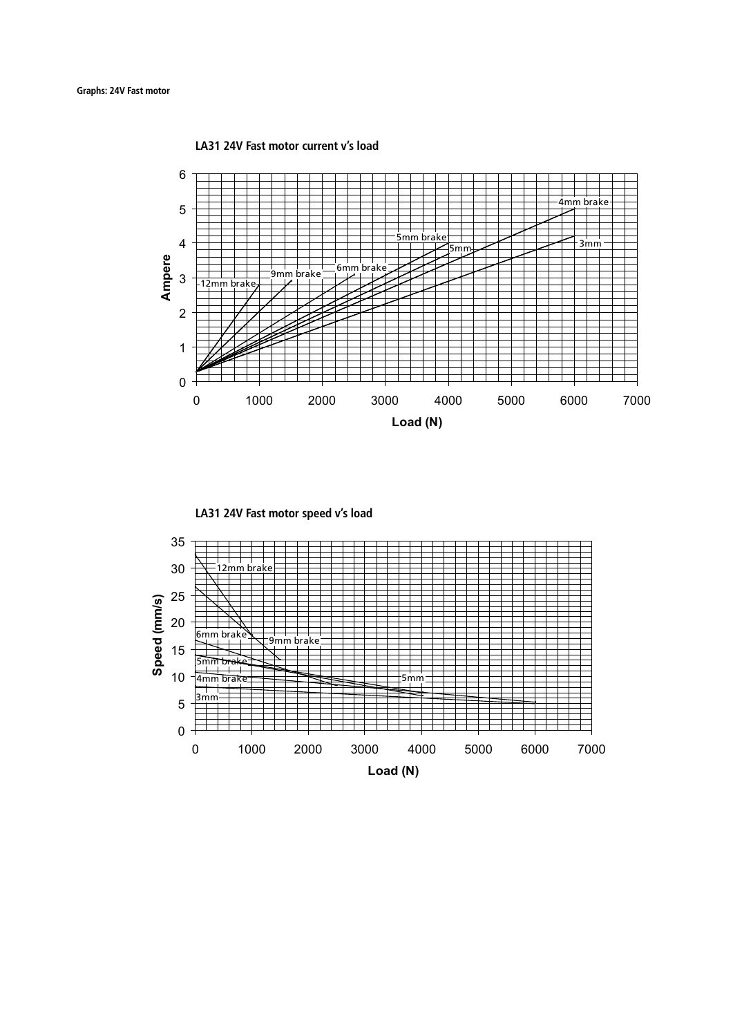**Graphs: 24V Fast motor**

**LA31 24V Fast motor current v's load**

**LA31 24V Fast motor speed v's load**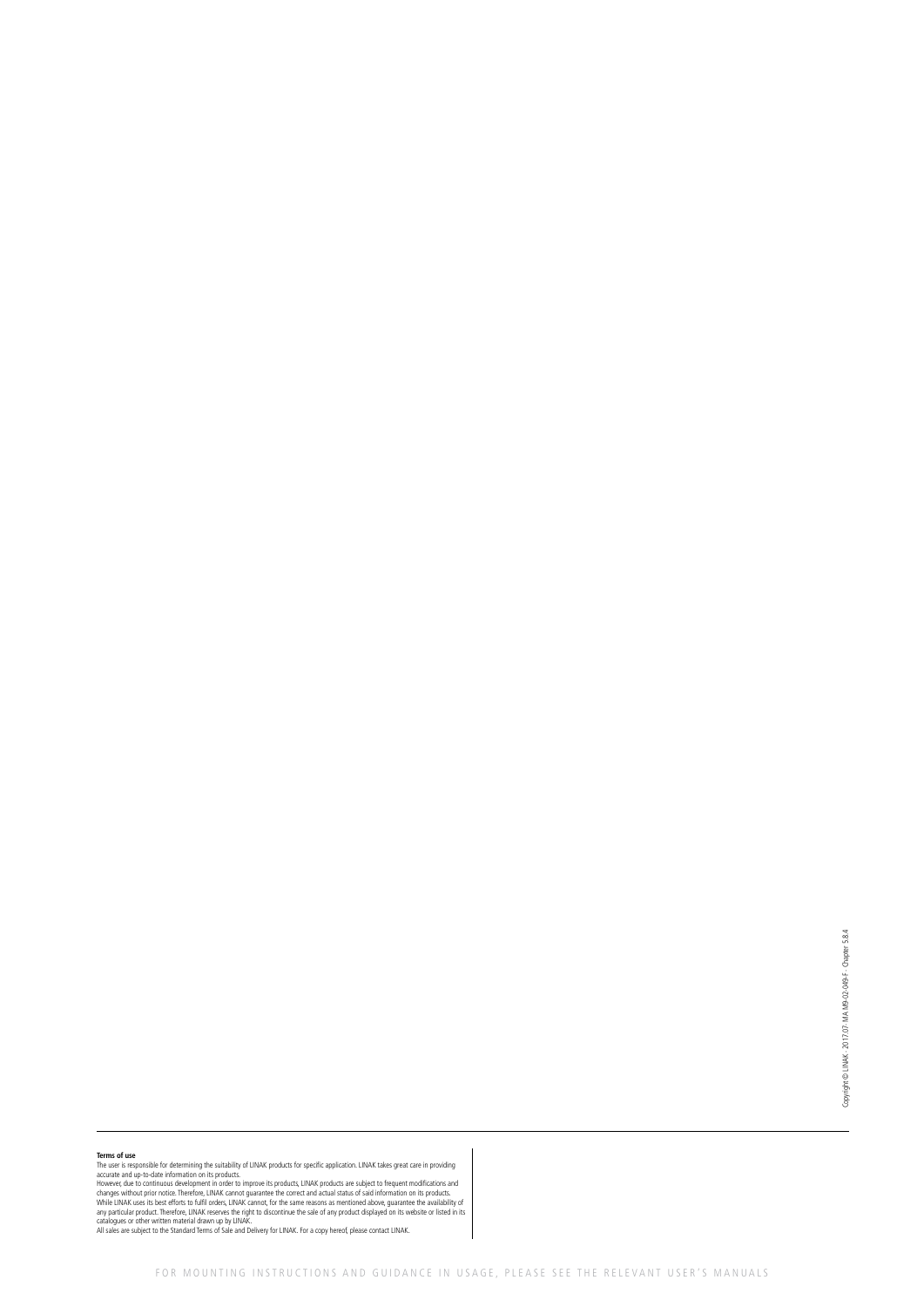Copyright © LINAK . 2017.07. MA-M9-02-049-F . Chapter 5.8.4

**Terms of use**

The user is responsible for determining the suitability of LINAK products for specific application. LINAK takes great care in providing accurate and up-to-date information on its products.

However, due to continuous development in order to improve its products, LINAK products are subject to frequent modifications and changes without prior notice. Therefore, LINAK cannot guarantee the correct and actual status of said information on its products.

While LINAK uses its best efforts to fulfil orders, LINAK cannot, for the same reasons as mentioned above, guarantee the availability of any particular product. Therefore, LINAK reserves the right to discontinue the sale of any product displayed on its website or listed in its catalogues or other written material drawn up by LINAK.

All sales are subject to the Standard Terms of Sale and Delivery for LINAK. For a copy hereof, please contact LINAK.

FOR MOUNTING INSTRUCTIONS AND GUIDANCE IN USAGE, PLEASE SEE THE RELEVANT USER'S MANUALS